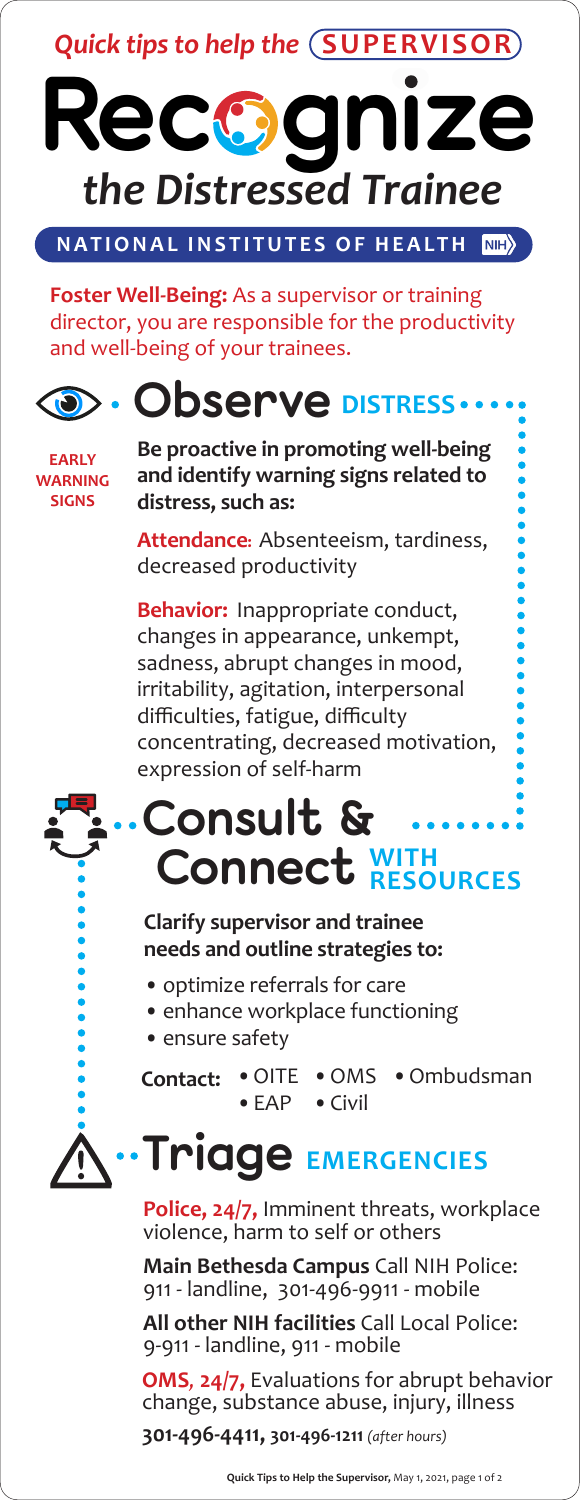*Quick tips to help the* **SUPERVISOR**

# Recognize *the Distressed Trainee*

**NATIONAL INSTITUTES OF HEALTH**

**Foster Well-Being:** As a supervisor or training director, you are responsible for the productivity and well-being of your trainees.

## Observe DISTRESS

**EARLY WARNING SIGNS**

**Be proactive in promoting well-being and identify warning signs related to distress, such as:**

**Attendance:** Absenteeism, tardiness, decreased productivity

**Behavior:** Inappropriate conduct, changes in appearance, unkempt, sadness, abrupt changes in mood, irritability, agitation, interpersonal difficulties, fatigue, difficulty concentrating, decreased motivation, expression of self-harm

## Consult & Connect WITH RESOURCES

**Clarify supervisor and trainee needs and outline strategies to:**

- optimize referrals for care
- enhance workplace functioning
- ensure safety

**Contact:** • OITE • OMS • Ombudsman • EAP • Civil

## Triage EMERGENCIES

**Police, 24/7,** Imminent threats, workplace violence, harm to self or others

**Main Bethesda Campus** Call NIH Police: 911 - landline, 301-496-9911 - mobile

**All other NIH facilities** Call Local Police: 9-911 - landline, 911 - mobile

**OMS, 24/7,** Evaluations for abrupt behavior change, substance abuse, injury, illness

**301-496-4411, 301-496-1211** *(after hours)*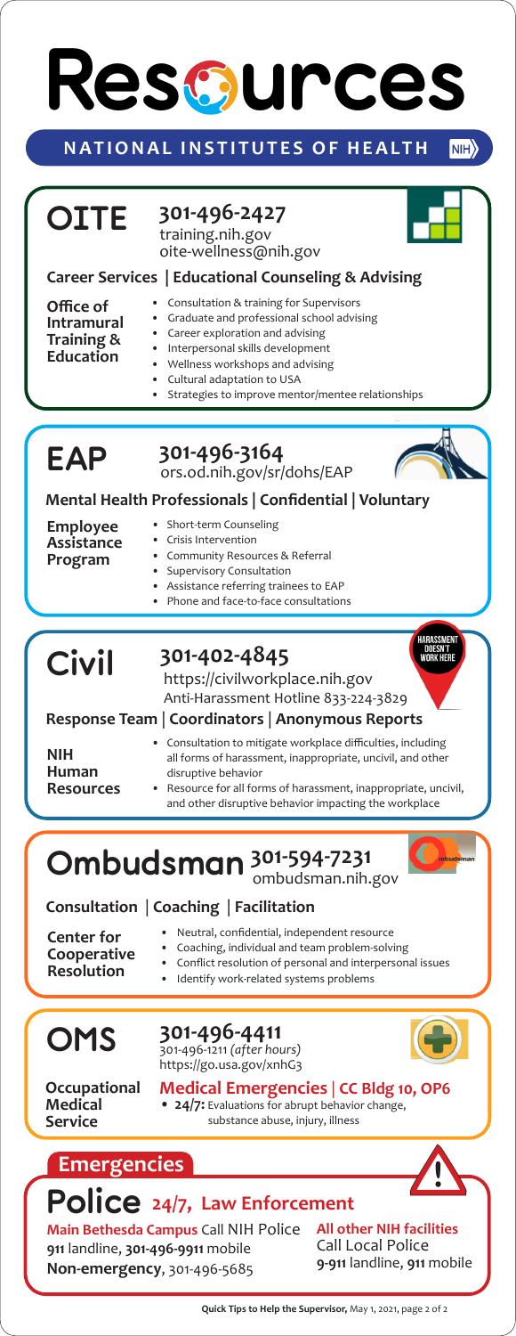# Resources

## NATIONAL INSTITUTES OF HEALTH

## OITE

**301-496-2427**
training.nih.gov
oite-wellness@nih.gov

### Career Services | Educational Counseling & Advising

**Office of Intramural Training & Education**

- Consultation & training for Supervisors
- Graduate and professional school advising
- Career exploration and advising
- Interpersonal skills development
- Wellness workshops and advising
- Cultural adaptation to USA
- Strategies to improve mentor/mentee relationships

## EAP

**301-496-3164**
ors.od.nih.gov/sr/dohs/EAP

### Mental Health Professionals | Confidential | Voluntary

**Employee Assistance Program**

- Short-term Counseling
- Crisis Intervention
- Community Resources & Referral
- Supervisory Consultation
- Assistance referring trainees to EAP
- Phone and face-to-face consultations

## Civil

**301-402-4845**
https://civilworkplace.nih.gov
Anti-Harassment Hotline 833-224-3829

HARASSMENT DOESN'T WORK HERE

### Response Team | Coordinators | Anonymous Reports

**NIH Human Resources**

- Consultation to mitigate workplace difficulties, including all forms of harassment, inappropriate, uncivil, and other disruptive behavior
- Resource for all forms of harassment, inappropriate, uncivil, and other disruptive behavior impacting the workplace

## Ombudsman

**301-594-7231**
ombudsman.nih.gov

### Consultation | Coaching | Facilitation

**Center for Cooperative Resolution**

- Neutral, confidential, independent resource
- Coaching, individual and team problem-solving
- Conflict resolution of personal and interpersonal issues
- Identify work-related systems problems

## OMS

**301-496-4411**
301-496-1211 *(after hours)*
https://go.usa.gov/xnhG3

**Occupational Medical Service**

### Medical Emergencies | CC Bldg 10, OP6

- **24/7:** Evaluations for abrupt behavior change, substance abuse, injury, illness

## Emergencies

## Police 24/7, Law Enforcement

**Main Bethesda Campus** Call NIH Police
**911** landline, **301-496-9911** mobile
**Non-emergency**, 301-496-5685

**All other NIH facilities**
Call Local Police
**9-911** landline, **911** mobile

**Quick Tips to Help the Supervisor,** May 1, 2021, page 2 of 2